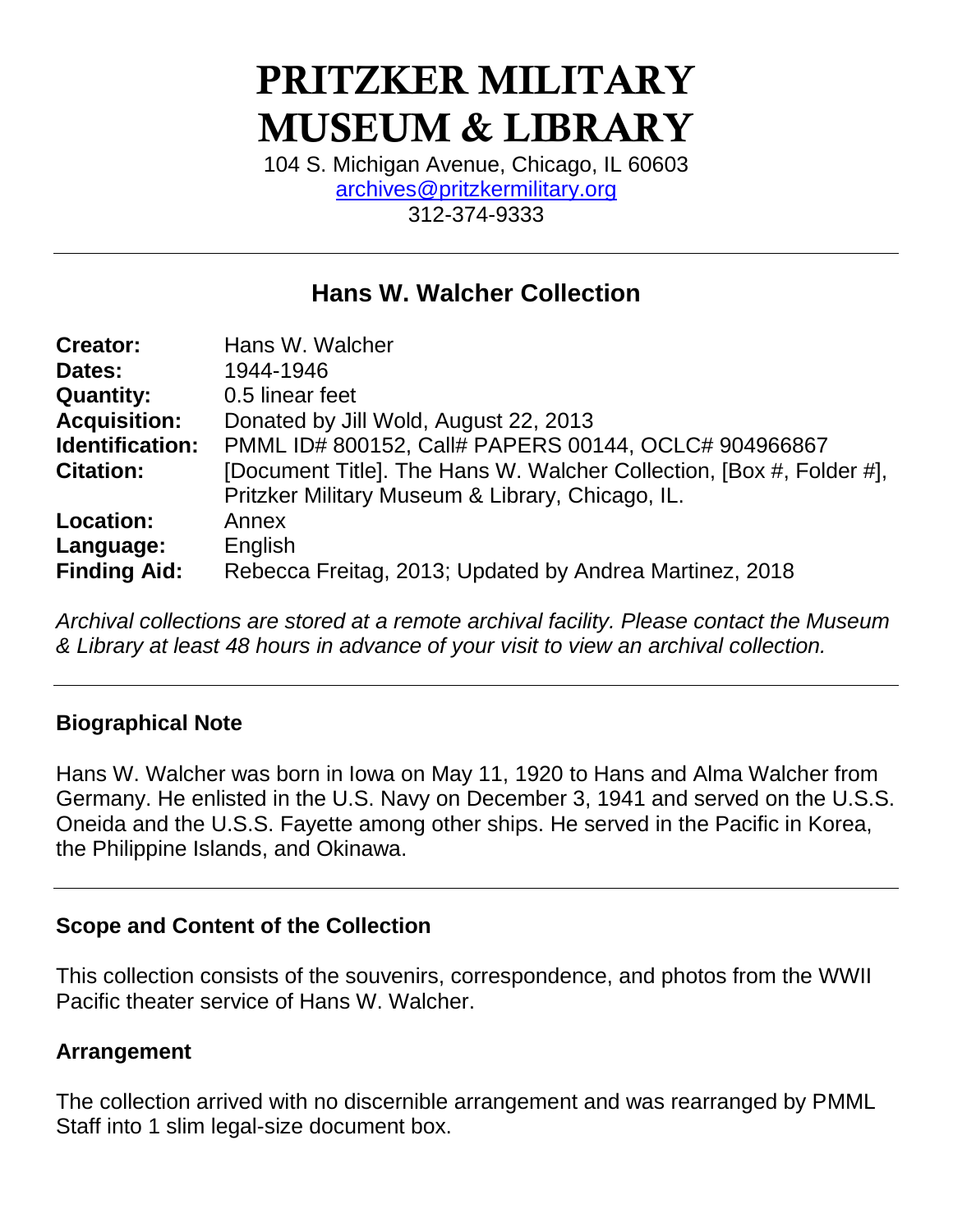# PRITZKER MILITARY MUSEUM & LIBRARY

104 S. Michigan Avenue, Chicago, IL 60603
archives@pritzkermilitary.org
312-374-9333

## Hans W. Walcher Collection

| | |
|---|---|
| **Creator:** | Hans W. Walcher |
| **Dates:** | 1944-1946 |
| **Quantity:** | 0.5 linear feet |
| **Acquisition:** | Donated by Jill Wold, August 22, 2013 |
| **Identification:** | PMML ID# 800152, Call# PAPERS 00144, OCLC# 904966867 |
| **Citation:** | [Document Title]. The Hans W. Walcher Collection, [Box #, Folder #], Pritzker Military Museum & Library, Chicago, IL. |
| **Location:** | Annex |
| **Language:** | English |
| **Finding Aid:** | Rebecca Freitag, 2013; Updated by Andrea Martinez, 2018 |

*Archival collections are stored at a remote archival facility. Please contact the Museum & Library at least 48 hours in advance of your visit to view an archival collection.*

### Biographical Note

Hans W. Walcher was born in Iowa on May 11, 1920 to Hans and Alma Walcher from Germany. He enlisted in the U.S. Navy on December 3, 1941 and served on the U.S.S. Oneida and the U.S.S. Fayette among other ships. He served in the Pacific in Korea, the Philippine Islands, and Okinawa.

### Scope and Content of the Collection

This collection consists of the souvenirs, correspondence, and photos from the WWII Pacific theater service of Hans W. Walcher.

### Arrangement

The collection arrived with no discernible arrangement and was rearranged by PMML Staff into 1 slim legal-size document box.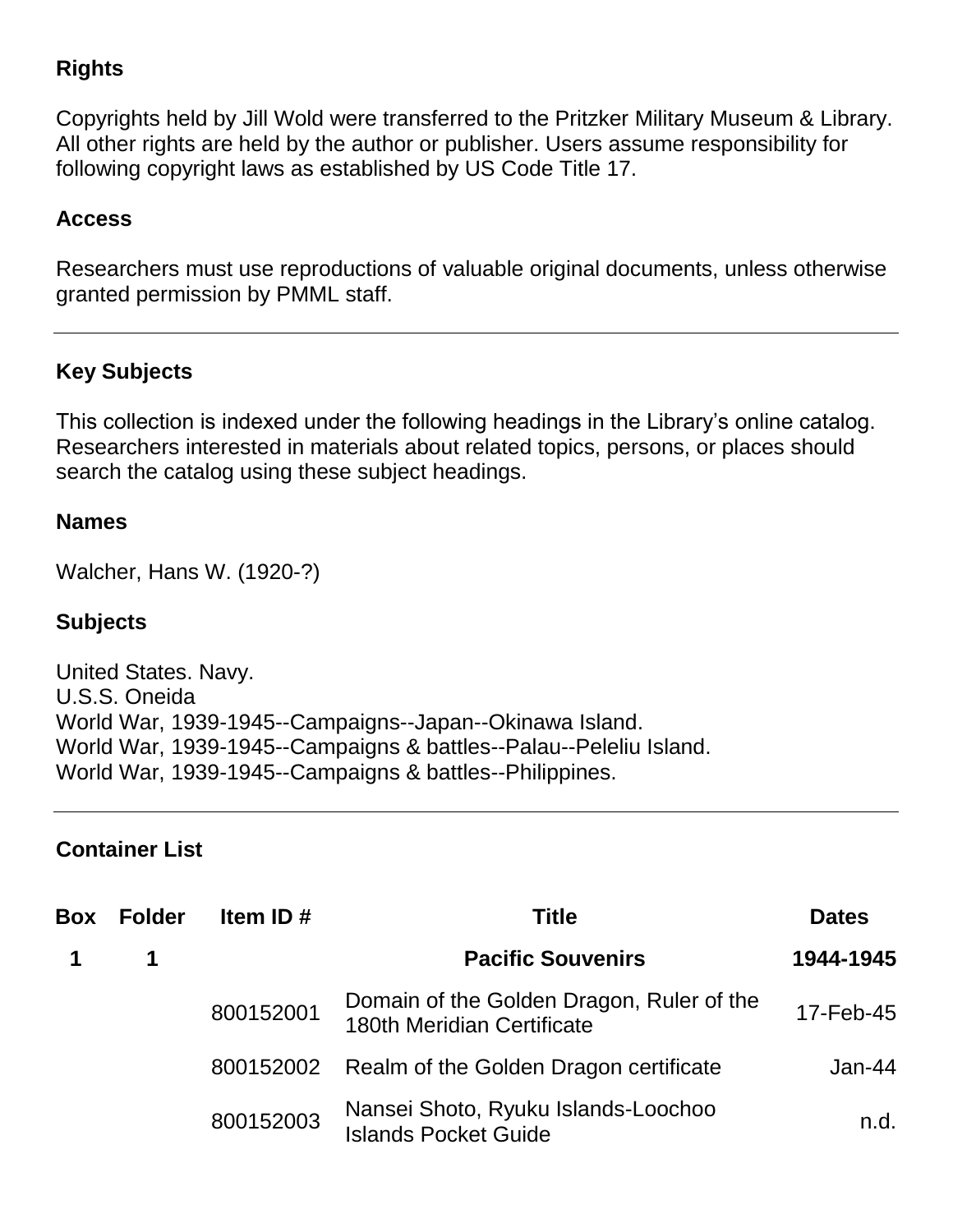## Rights

Copyrights held by Jill Wold were transferred to the Pritzker Military Museum & Library. All other rights are held by the author or publisher. Users assume responsibility for following copyright laws as established by US Code Title 17.

## Access

Researchers must use reproductions of valuable original documents, unless otherwise granted permission by PMML staff.

---

## Key Subjects

This collection is indexed under the following headings in the Library's online catalog. Researchers interested in materials about related topics, persons, or places should search the catalog using these subject headings.

### Names

Walcher, Hans W. (1920-?)

### Subjects

United States. Navy.
U.S.S. Oneida
World War, 1939-1945--Campaigns--Japan--Okinawa Island.
World War, 1939-1945--Campaigns & battles--Palau--Peleliu Island.
World War, 1939-1945--Campaigns & battles--Philippines.

---

## Container List

| Box | Folder | Item ID # | Title | Dates |
|---|---|---|---|---|
| **1** | **1** | | **Pacific Souvenirs** | **1944-1945** |
| | | 800152001 | Domain of the Golden Dragon, Ruler of the 180th Meridian Certificate | 17-Feb-45 |
| | | 800152002 | Realm of the Golden Dragon certificate | Jan-44 |
| | | 800152003 | Nansei Shoto, Ryuku Islands-Loochoo Islands Pocket Guide | n.d. |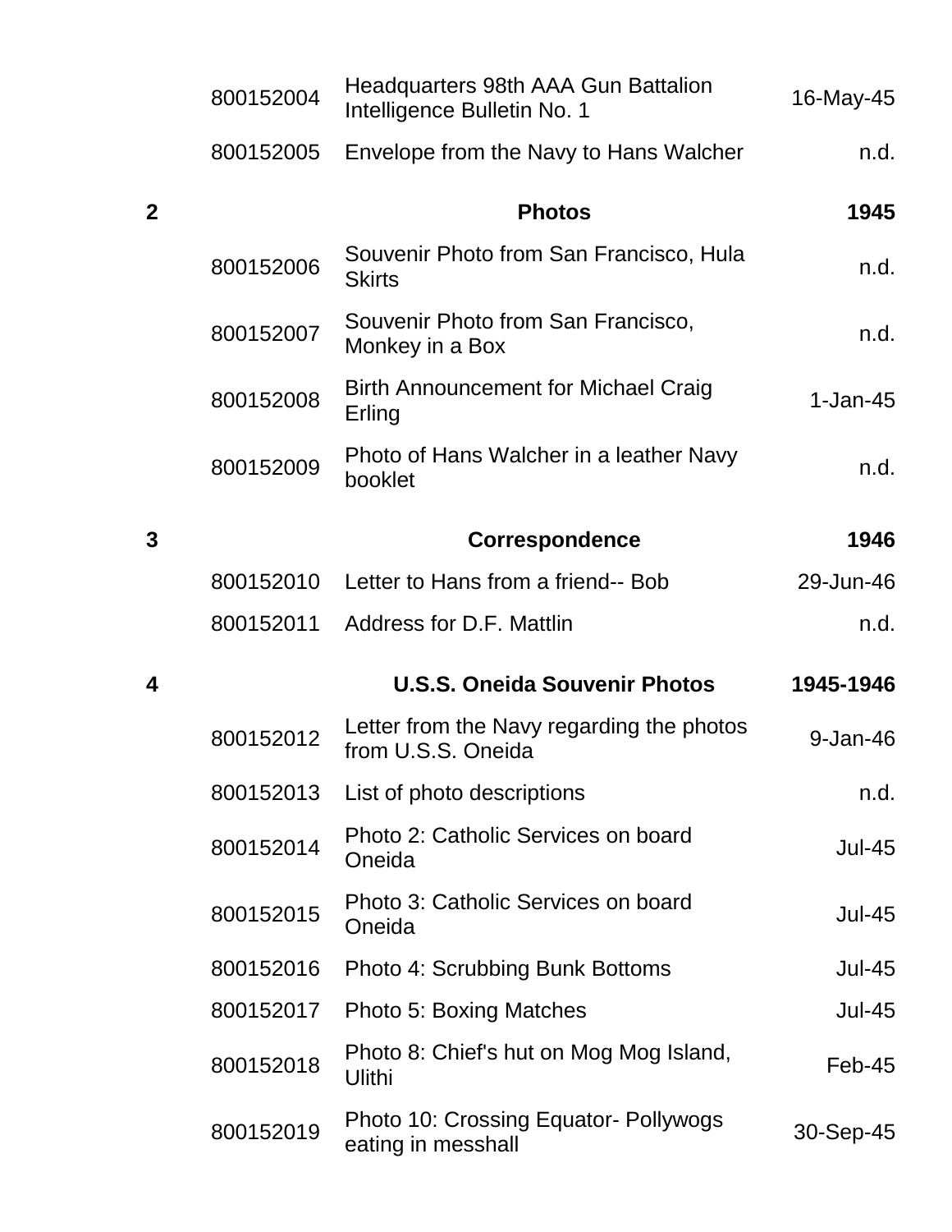| | | | |
|---|---|---|---|
| | 800152004 | Headquarters 98th AAA Gun Battalion Intelligence Bulletin No. 1 | 16-May-45 |
| | 800152005 | Envelope from the Navy to Hans Walcher | n.d. |
| **2** | | **Photos** | **1945** |
| | 800152006 | Souvenir Photo from San Francisco, Hula Skirts | n.d. |
| | 800152007 | Souvenir Photo from San Francisco, Monkey in a Box | n.d. |
| | 800152008 | Birth Announcement for Michael Craig Erling | 1-Jan-45 |
| | 800152009 | Photo of Hans Walcher in a leather Navy booklet | n.d. |
| **3** | | **Correspondence** | **1946** |
| | 800152010 | Letter to Hans from a friend-- Bob | 29-Jun-46 |
| | 800152011 | Address for D.F. Mattlin | n.d. |
| **4** | | **U.S.S. Oneida Souvenir Photos** | **1945-1946** |
| | 800152012 | Letter from the Navy regarding the photos from U.S.S. Oneida | 9-Jan-46 |
| | 800152013 | List of photo descriptions | n.d. |
| | 800152014 | Photo 2: Catholic Services on board Oneida | Jul-45 |
| | 800152015 | Photo 3: Catholic Services on board Oneida | Jul-45 |
| | 800152016 | Photo 4: Scrubbing Bunk Bottoms | Jul-45 |
| | 800152017 | Photo 5: Boxing Matches | Jul-45 |
| | 800152018 | Photo 8: Chief's hut on Mog Mog Island, Ulithi | Feb-45 |
| | 800152019 | Photo 10: Crossing Equator- Pollywogs eating in messhall | 30-Sep-45 |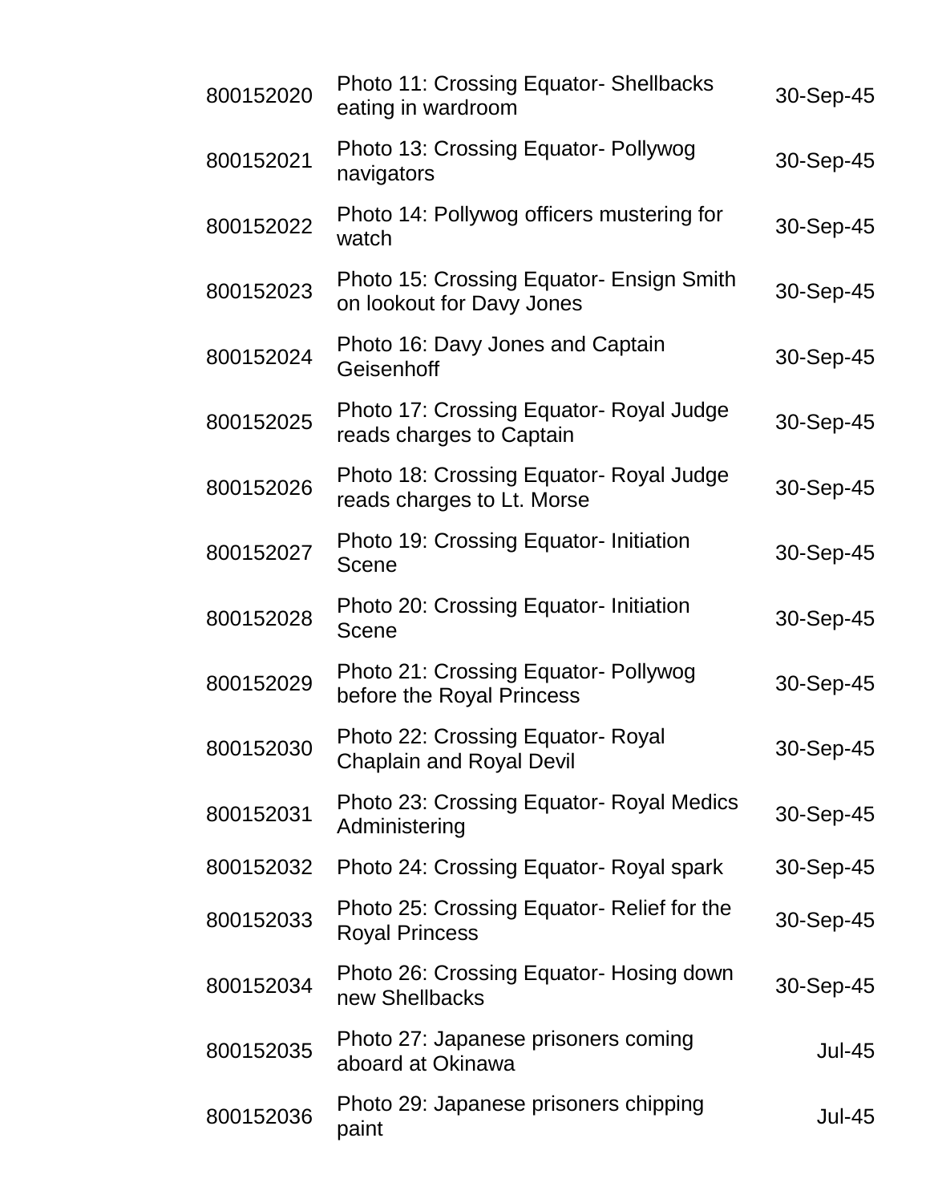| | | |
|---|---|---|
| 800152020 | Photo 11: Crossing Equator- Shellbacks eating in wardroom | 30-Sep-45 |
| 800152021 | Photo 13: Crossing Equator- Pollywog navigators | 30-Sep-45 |
| 800152022 | Photo 14: Pollywog officers mustering for watch | 30-Sep-45 |
| 800152023 | Photo 15: Crossing Equator- Ensign Smith on lookout for Davy Jones | 30-Sep-45 |
| 800152024 | Photo 16: Davy Jones and Captain Geisenhoff | 30-Sep-45 |
| 800152025 | Photo 17: Crossing Equator- Royal Judge reads charges to Captain | 30-Sep-45 |
| 800152026 | Photo 18: Crossing Equator- Royal Judge reads charges to Lt. Morse | 30-Sep-45 |
| 800152027 | Photo 19: Crossing Equator- Initiation Scene | 30-Sep-45 |
| 800152028 | Photo 20: Crossing Equator- Initiation Scene | 30-Sep-45 |
| 800152029 | Photo 21: Crossing Equator- Pollywog before the Royal Princess | 30-Sep-45 |
| 800152030 | Photo 22: Crossing Equator- Royal Chaplain and Royal Devil | 30-Sep-45 |
| 800152031 | Photo 23: Crossing Equator- Royal Medics Administering | 30-Sep-45 |
| 800152032 | Photo 24: Crossing Equator- Royal spark | 30-Sep-45 |
| 800152033 | Photo 25: Crossing Equator- Relief for the Royal Princess | 30-Sep-45 |
| 800152034 | Photo 26: Crossing Equator- Hosing down new Shellbacks | 30-Sep-45 |
| 800152035 | Photo 27: Japanese prisoners coming aboard at Okinawa | Jul-45 |
| 800152036 | Photo 29: Japanese prisoners chipping paint | Jul-45 |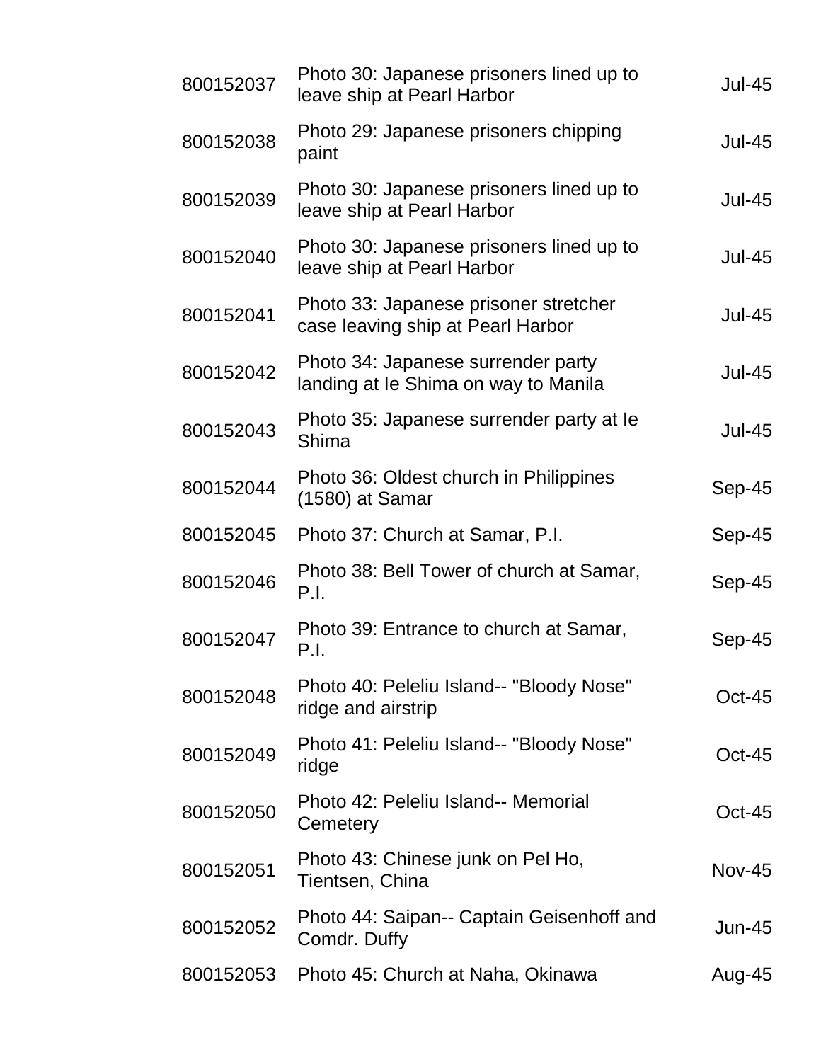| | | |
|---|---|---|
| 800152037 | Photo 30: Japanese prisoners lined up to leave ship at Pearl Harbor | Jul-45 |
| 800152038 | Photo 29: Japanese prisoners chipping paint | Jul-45 |
| 800152039 | Photo 30: Japanese prisoners lined up to leave ship at Pearl Harbor | Jul-45 |
| 800152040 | Photo 30: Japanese prisoners lined up to leave ship at Pearl Harbor | Jul-45 |
| 800152041 | Photo 33: Japanese prisoner stretcher case leaving ship at Pearl Harbor | Jul-45 |
| 800152042 | Photo 34: Japanese surrender party landing at Ie Shima on way to Manila | Jul-45 |
| 800152043 | Photo 35: Japanese surrender party at Ie Shima | Jul-45 |
| 800152044 | Photo 36: Oldest church in Philippines (1580) at Samar | Sep-45 |
| 800152045 | Photo 37: Church at Samar, P.I. | Sep-45 |
| 800152046 | Photo 38: Bell Tower of church at Samar, P.I. | Sep-45 |
| 800152047 | Photo 39: Entrance to church at Samar, P.I. | Sep-45 |
| 800152048 | Photo 40: Peleliu Island-- "Bloody Nose" ridge and airstrip | Oct-45 |
| 800152049 | Photo 41: Peleliu Island-- "Bloody Nose" ridge | Oct-45 |
| 800152050 | Photo 42: Peleliu Island-- Memorial Cemetery | Oct-45 |
| 800152051 | Photo 43: Chinese junk on Pel Ho, Tientsen, China | Nov-45 |
| 800152052 | Photo 44: Saipan-- Captain Geisenhoff and Comdr. Duffy | Jun-45 |
| 800152053 | Photo 45: Church at Naha, Okinawa | Aug-45 |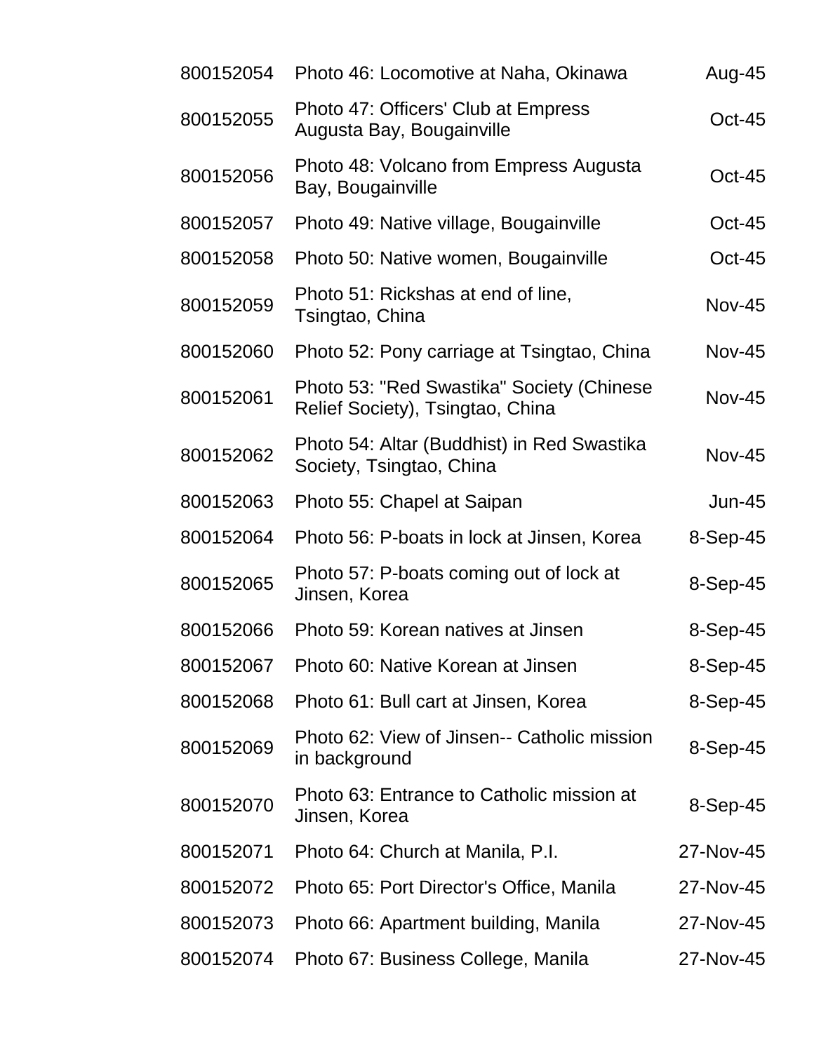| | | |
|---|---|---|
| 800152054 | Photo 46: Locomotive at Naha, Okinawa | Aug-45 |
| 800152055 | Photo 47: Officers' Club at Empress Augusta Bay, Bougainville | Oct-45 |
| 800152056 | Photo 48: Volcano from Empress Augusta Bay, Bougainville | Oct-45 |
| 800152057 | Photo 49: Native village, Bougainville | Oct-45 |
| 800152058 | Photo 50: Native women, Bougainville | Oct-45 |
| 800152059 | Photo 51: Rickshas at end of line, Tsingtao, China | Nov-45 |
| 800152060 | Photo 52: Pony carriage at Tsingtao, China | Nov-45 |
| 800152061 | Photo 53: "Red Swastika" Society (Chinese Relief Society), Tsingtao, China | Nov-45 |
| 800152062 | Photo 54: Altar (Buddhist) in Red Swastika Society, Tsingtao, China | Nov-45 |
| 800152063 | Photo 55: Chapel at Saipan | Jun-45 |
| 800152064 | Photo 56: P-boats in lock at Jinsen, Korea | 8-Sep-45 |
| 800152065 | Photo 57: P-boats coming out of lock at Jinsen, Korea | 8-Sep-45 |
| 800152066 | Photo 59: Korean natives at Jinsen | 8-Sep-45 |
| 800152067 | Photo 60: Native Korean at Jinsen | 8-Sep-45 |
| 800152068 | Photo 61: Bull cart at Jinsen, Korea | 8-Sep-45 |
| 800152069 | Photo 62: View of Jinsen-- Catholic mission in background | 8-Sep-45 |
| 800152070 | Photo 63: Entrance to Catholic mission at Jinsen, Korea | 8-Sep-45 |
| 800152071 | Photo 64: Church at Manila, P.I. | 27-Nov-45 |
| 800152072 | Photo 65: Port Director's Office, Manila | 27-Nov-45 |
| 800152073 | Photo 66: Apartment building, Manila | 27-Nov-45 |
| 800152074 | Photo 67: Business College, Manila | 27-Nov-45 |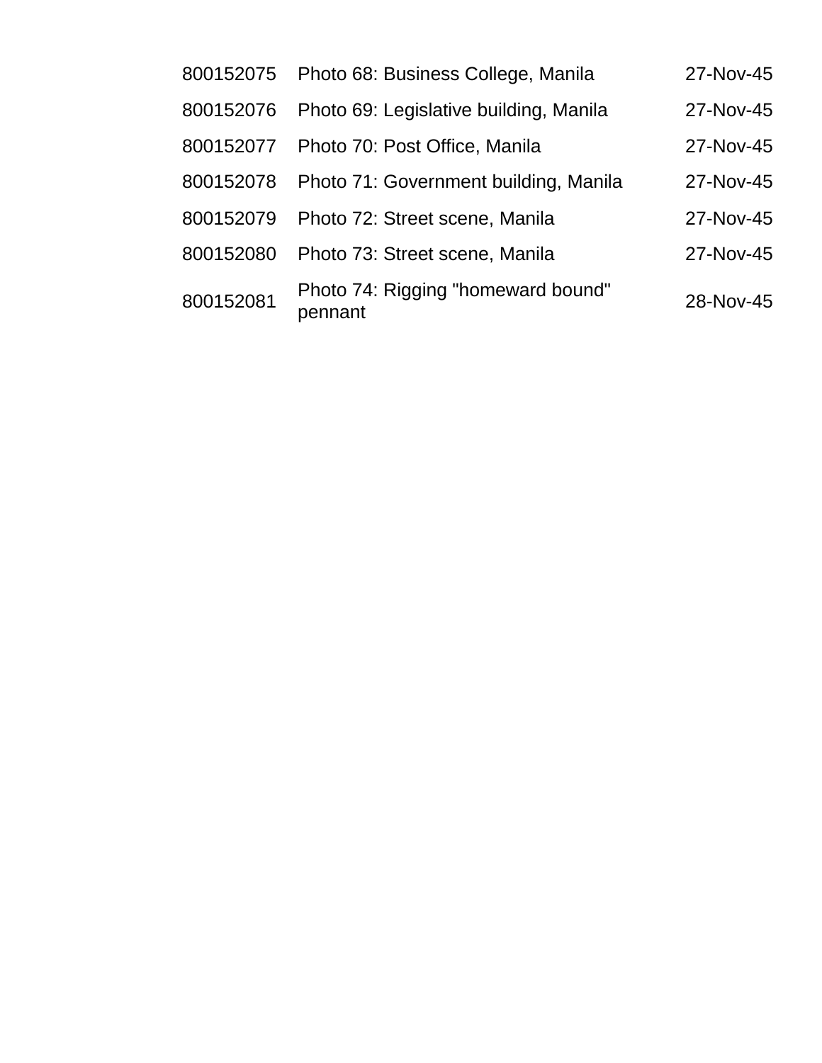| | | |
|---|---|---|
| 800152075 | Photo 68: Business College, Manila | 27-Nov-45 |
| 800152076 | Photo 69: Legislative building, Manila | 27-Nov-45 |
| 800152077 | Photo 70: Post Office, Manila | 27-Nov-45 |
| 800152078 | Photo 71: Government building, Manila | 27-Nov-45 |
| 800152079 | Photo 72: Street scene, Manila | 27-Nov-45 |
| 800152080 | Photo 73: Street scene, Manila | 27-Nov-45 |
| 800152081 | Photo 74: Rigging "homeward bound" pennant | 28-Nov-45 |